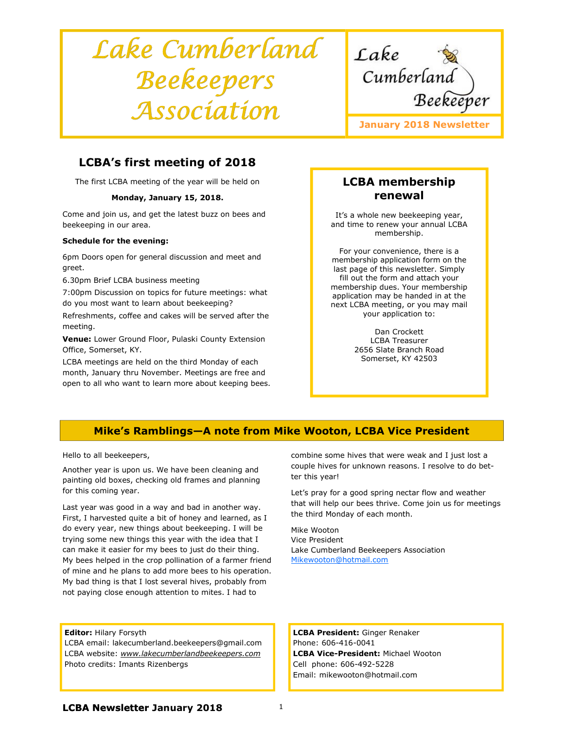# Lake Cumberland Beekeepers Association

Lake Cumberland Beekeeper

**January 2018 Newsletter**

## LCBA's first meeting of 2018

The first LCBA meeting of the year will be held on

**Monday, January 15, 2018.**

Come and join us, and get the latest buzz on bees and beekeeping in our area.

**Schedule for the evening:**

6pm Doors open for general discussion and meet and greet.

6.30pm Brief LCBA business meeting

7:00pm Discussion on topics for future meetings: what do you most want to learn about beekeeping?

Refreshments, coffee and cakes will be served after the meeting.

**Venue:** Lower Ground Floor, Pulaski County Extension Office, Somerset, KY.

LCBA meetings are held on the third Monday of each month, January thru November. Meetings are free and open to all who want to learn more about keeping bees.

## LCBA membership renewal

It's a whole new beekeeping year, and time to renew your annual LCBA membership.

For your convenience, there is a membership application form on the last page of this newsletter. Simply fill out the form and attach your membership dues. Your membership application may be handed in at the next LCBA meeting, or you may mail your application to:

Dan Crockett
LCBA Treasurer
2656 Slate Branch Road
Somerset, KY 42503

## Mike's Ramblings—A note from Mike Wooton, LCBA Vice President

Hello to all beekeepers,

Another year is upon us. We have been cleaning and painting old boxes, checking old frames and planning for this coming year.

Last year was good in a way and bad in another way. First, I harvested quite a bit of honey and learned, as I do every year, new things about beekeeping. I will be trying some new things this year with the idea that I can make it easier for my bees to just do their thing. My bees helped in the crop pollination of a farmer friend of mine and he plans to add more bees to his operation. My bad thing is that I lost several hives, probably from not paying close enough attention to mites. I had to combine some hives that were weak and I just lost a couple hives for unknown reasons. I resolve to do better this year!

Let's pray for a good spring nectar flow and weather that will help our bees thrive. Come join us for meetings the third Monday of each month.

Mike Wooton
Vice President
Lake Cumberland Beekeepers Association
Mikewooton@hotmail.com

**Editor:** Hilary Forsyth
LCBA email: lakecumberland.beekeepers@gmail.com
LCBA website: *www.lakecumberlandbeekeepers.com*
Photo credits: Imants Rizenbergs

**LCBA President:** Ginger Renaker
Phone: 606-416-0041
**LCBA Vice-President:** Michael Wooton
Cell phone: 606-492-5228
Email: mikewooton@hotmail.com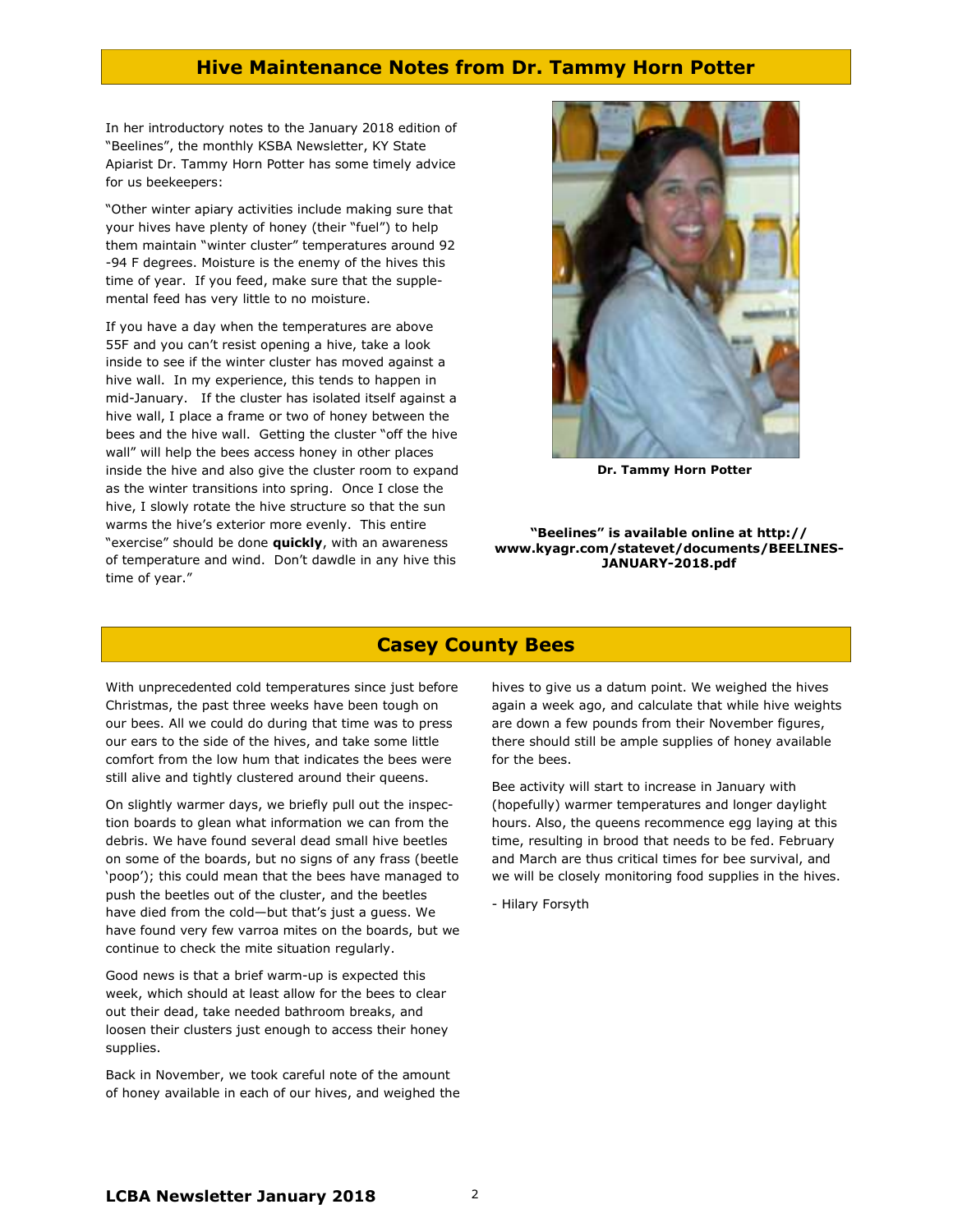## Hive Maintenance Notes from Dr. Tammy Horn Potter

In her introductory notes to the January 2018 edition of "Beelines", the monthly KSBA Newsletter, KY State Apiarist Dr. Tammy Horn Potter has some timely advice for us beekeepers:

"Other winter apiary activities include making sure that your hives have plenty of honey (their "fuel") to help them maintain "winter cluster" temperatures around 92-94 F degrees. Moisture is the enemy of the hives this time of year. If you feed, make sure that the supplemental feed has very little to no moisture.

If you have a day when the temperatures are above 55F and you can't resist opening a hive, take a look inside to see if the winter cluster has moved against a hive wall. In my experience, this tends to happen in mid-January. If the cluster has isolated itself against a hive wall, I place a frame or two of honey between the bees and the hive wall. Getting the cluster "off the hive wall" will help the bees access honey in other places inside the hive and also give the cluster room to expand as the winter transitions into spring. Once I close the hive, I slowly rotate the hive structure so that the sun warms the hive's exterior more evenly. This entire "exercise" should be done **quickly**, with an awareness of temperature and wind. Don't dawdle in any hive this time of year."

**Dr. Tammy Horn Potter**

**"Beelines" is available online at http://www.kyagr.com/statevet/documents/BEELINES-JANUARY-2018.pdf**

## Casey County Bees

With unprecedented cold temperatures since just before Christmas, the past three weeks have been tough on our bees. All we could do during that time was to press our ears to the side of the hives, and take some little comfort from the low hum that indicates the bees were still alive and tightly clustered around their queens.

On slightly warmer days, we briefly pull out the inspection boards to glean what information we can from the debris. We have found several dead small hive beetles on some of the boards, but no signs of any frass (beetle 'poop'); this could mean that the bees have managed to push the beetles out of the cluster, and the beetles have died from the cold—but that's just a guess. We have found very few varroa mites on the boards, but we continue to check the mite situation regularly.

Good news is that a brief warm-up is expected this week, which should at least allow for the bees to clear out their dead, take needed bathroom breaks, and loosen their clusters just enough to access their honey supplies.

Back in November, we took careful note of the amount of honey available in each of our hives, and weighed the hives to give us a datum point. We weighed the hives again a week ago, and calculate that while hive weights are down a few pounds from their November figures, there should still be ample supplies of honey available for the bees.

Bee activity will start to increase in January with (hopefully) warmer temperatures and longer daylight hours. Also, the queens recommence egg laying at this time, resulting in brood that needs to be fed. February and March are thus critical times for bee survival, and we will be closely monitoring food supplies in the hives.

- Hilary Forsyth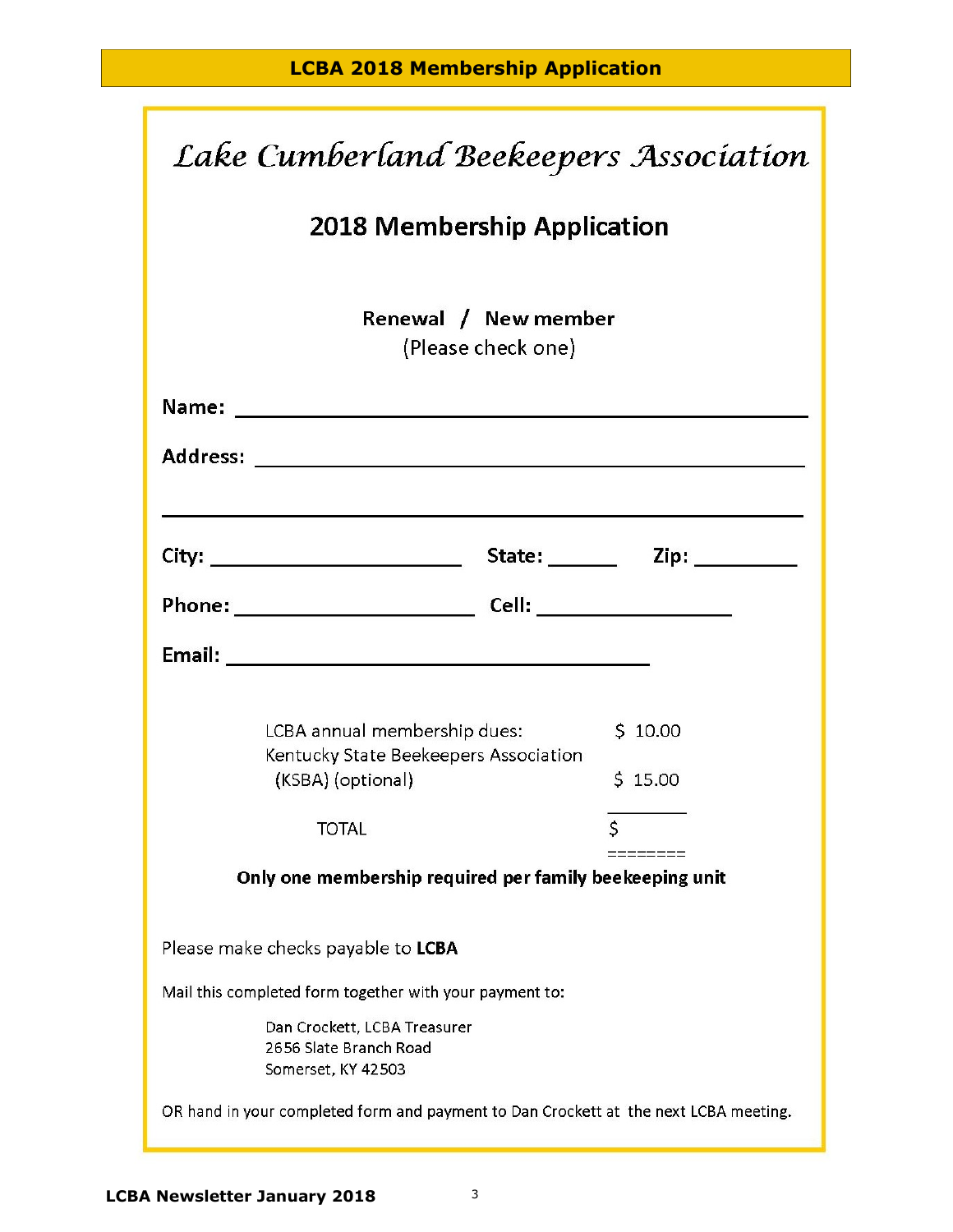# Lake Cumberland Beekeepers Association

## 2018 Membership Application

**Renewal / New member**
(Please check one)

**Name:** ______________________________

**Address:** ______________________________

______________________________

**City:** ____________ **State:** ______ **Zip:** ________

**Phone:** ____________ **Cell:** ____________

**Email:** ______________________________

| | |
|---|---|
| LCBA annual membership dues: | $ 10.00 |
| Kentucky State Beekeepers Association (KSBA) (optional) | $ 15.00 |
| TOTAL | $ |

**Only one membership required per family beekeeping unit**

Please make checks payable to **LCBA**

Mail this completed form together with your payment to:

Dan Crockett, LCBA Treasurer
2656 Slate Branch Road
Somerset, KY 42503

OR hand in your completed form and payment to Dan Crockett at the next LCBA meeting.